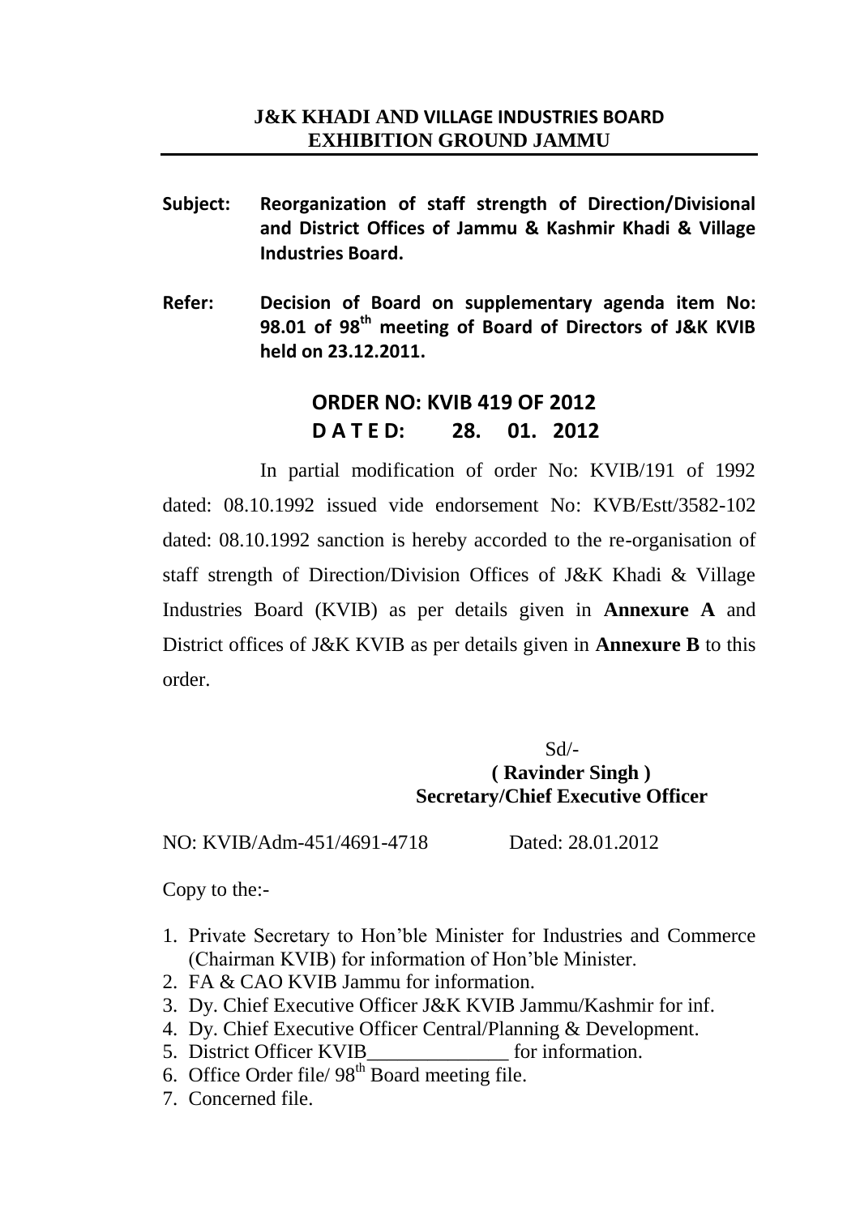**J&K KHADI AND VILLAGE INDUSTRIES BOARD**
**EXHIBITION GROUND JAMMU**

---

**Subject:** **Reorganization of staff strength of Direction/Divisional and District Offices of Jammu & Kashmir Khadi & Village Industries Board.**

**Refer:** **Decision of Board on supplementary agenda item No: 98.01 of 98th meeting of Board of Directors of J&K KVIB held on 23.12.2011.**

## ORDER NO: KVIB 419 OF 2012
## D A T E D: 28. 01. 2012

In partial modification of order No: KVIB/191 of 1992 dated: 08.10.1992 issued vide endorsement No: KVB/Estt/3582-102 dated: 08.10.1992 sanction is hereby accorded to the re-organisation of staff strength of Direction/Division Offices of J&K Khadi & Village Industries Board (KVIB) as per details given in **Annexure A** and District offices of J&K KVIB as per details given in **Annexure B** to this order.

Sd/-
**( Ravinder Singh )**
**Secretary/Chief Executive Officer**

NO: KVIB/Adm-451/4691-4718 Dated: 28.01.2012

Copy to the:-

1. Private Secretary to Hon'ble Minister for Industries and Commerce (Chairman KVIB) for information of Hon'ble Minister.
2. FA & CAO KVIB Jammu for information.
3. Dy. Chief Executive Officer J&K KVIB Jammu/Kashmir for inf.
4. Dy. Chief Executive Officer Central/Planning & Development.
5. District Officer KVIB______________ for information.
6. Office Order file/ 98th Board meeting file.
7. Concerned file.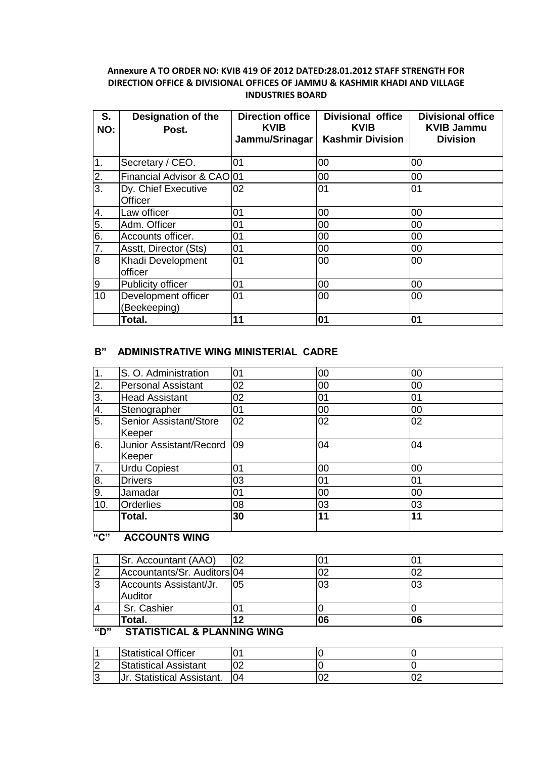**Annexure A TO ORDER NO: KVIB 419 OF 2012 DATED:28.01.2012 STAFF STRENGTH FOR DIRECTION OFFICE & DIVISIONAL OFFICES OF JAMMU & KASHMIR KHADI AND VILLAGE INDUSTRIES BOARD**

| S. NO: | Designation of the Post. | Direction office KVIB Jammu/Srinagar | Divisional office KVIB Kashmir Division | Divisional office KVIB Jammu Division |
|---|---|---|---|---|
| 1. | Secretary / CEO. | 01 | 00 | 00 |
| 2. | Financial Advisor & CAO | 01 | 00 | 00 |
| 3. | Dy. Chief Executive Officer | 02 | 01 | 01 |
| 4. | Law officer | 01 | 00 | 00 |
| 5. | Adm. Officer | 01 | 00 | 00 |
| 6. | Accounts officer. | 01 | 00 | 00 |
| 7. | Asstt, Director (Sts) | 01 | 00 | 00 |
| 8 | Khadi Development officer | 01 | 00 | 00 |
| 9 | Publicity officer | 01 | 00 | 00 |
| 10 | Development officer (Beekeeping) | 01 | 00 | 00 |
| | **Total.** | **11** | **01** | **01** |

**B" ADMINISTRATIVE WING MINISTERIAL CADRE**

| | | | | |
|---|---|---|---|---|
| 1. | S. O. Administration | 01 | 00 | 00 |
| 2. | Personal Assistant | 02 | 00 | 00 |
| 3. | Head Assistant | 02 | 01 | 01 |
| 4. | Stenographer | 01 | 00 | 00 |
| 5. | Senior Assistant/Store Keeper | 02 | 02 | 02 |
| 6. | Junior Assistant/Record Keeper | 09 | 04 | 04 |
| 7. | Urdu Copiest | 01 | 00 | 00 |
| 8. | Drivers | 03 | 01 | 01 |
| 9. | Jamadar | 01 | 00 | 00 |
| 10. | Orderlies | 08 | 03 | 03 |
| | **Total.** | **30** | **11** | **11** |

**"C" ACCOUNTS WING**

| | | | | |
|---|---|---|---|---|
| 1 | Sr. Accountant (AAO) | 02 | 01 | 01 |
| 2 | Accountants/Sr. Auditors | 04 | 02 | 02 |
| 3 | Accounts Assistant/Jr. Auditor | 05 | 03 | 03 |
| 4 | Sr. Cashier | 01 | 0 | 0 |
| | **Total.** | **12** | **06** | **06** |

**"D" STATISTICAL & PLANNING WING**

| | | | | |
|---|---|---|---|---|
| 1 | Statistical Officer | 01 | 0 | 0 |
| 2 | Statistical Assistant | 02 | 0 | 0 |
| 3 | Jr. Statistical Assistant. | 04 | 02 | 02 |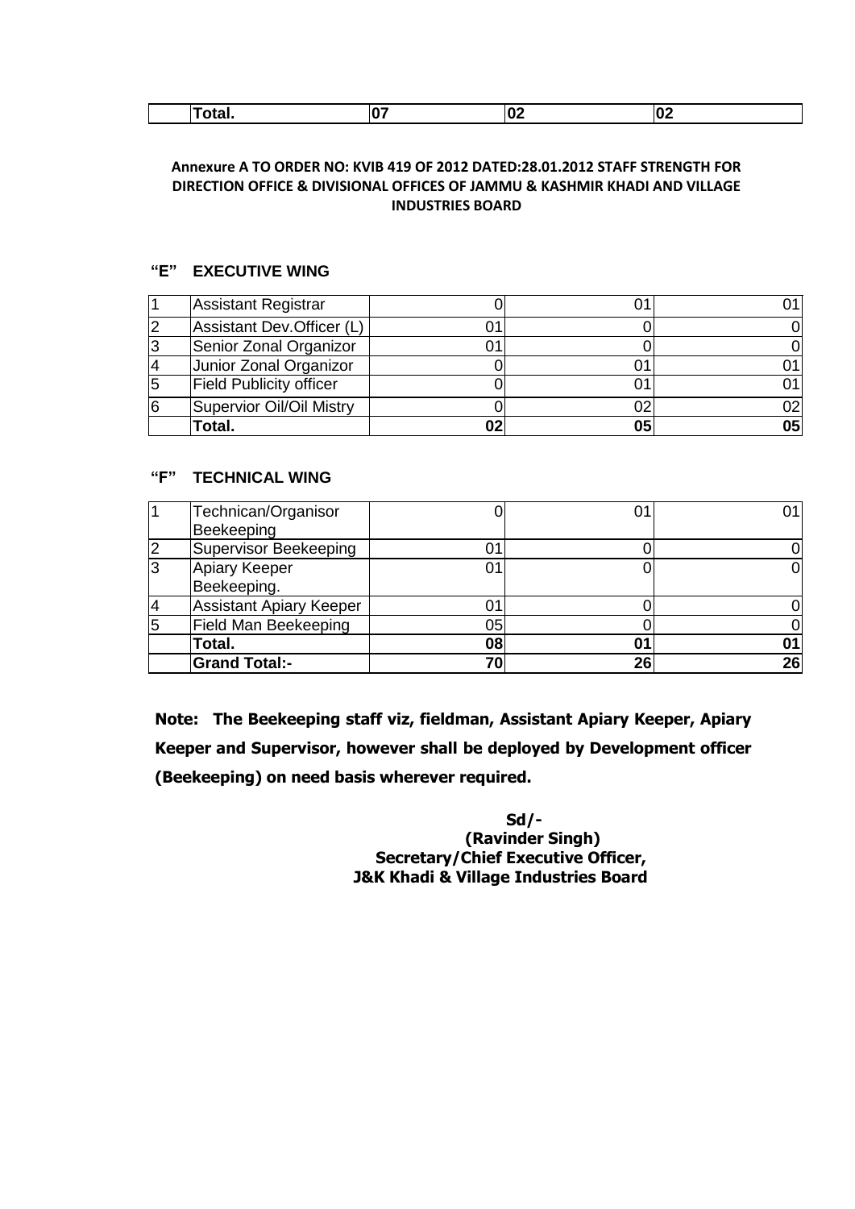| | | | | |
|---|---|---|---|---|
| | **Total.** | **07** | **02** | **02** |

**Annexure A TO ORDER NO: KVIB 419 OF 2012 DATED:28.01.2012 STAFF STRENGTH FOR DIRECTION OFFICE & DIVISIONAL OFFICES OF JAMMU & KASHMIR KHADI AND VILLAGE INDUSTRIES BOARD**

### "E" EXECUTIVE WING

| | | | | |
|---|---|---|---|---|
| 1 | Assistant Registrar | 0 | 01 | 01 |
| 2 | Assistant Dev.Officer (L) | 01 | 0 | 0 |
| 3 | Senior Zonal Organizor | 01 | 0 | 0 |
| 4 | Junior Zonal Organizor | 0 | 01 | 01 |
| 5 | Field Publicity officer | 0 | 01 | 01 |
| 6 | Supervior Oil/Oil Mistry | 0 | 02 | 02 |
| | **Total.** | **02** | **05** | **05** |

### "F" TECHNICAL WING

| | | | | |
|---|---|---|---|---|
| 1 | Technican/Organisor Beekeeping | 0 | 01 | 01 |
| 2 | Supervisor Beekeeping | 01 | 0 | 0 |
| 3 | Apiary Keeper Beekeeping. | 01 | 0 | 0 |
| 4 | Assistant Apiary Keeper | 01 | 0 | 0 |
| 5 | Field Man Beekeeping | 05 | 0 | 0 |
| | **Total.** | **08** | **01** | **01** |
| | **Grand Total:-** | **70** | **26** | **26** |

**Note: The Beekeeping staff viz, fieldman, Assistant Apiary Keeper, Apiary Keeper and Supervisor, however shall be deployed by Development officer (Beekeeping) on need basis wherever required.**

**Sd/-**
**(Ravinder Singh)**
**Secretary/Chief Executive Officer,**
**J&K Khadi & Village Industries Board**